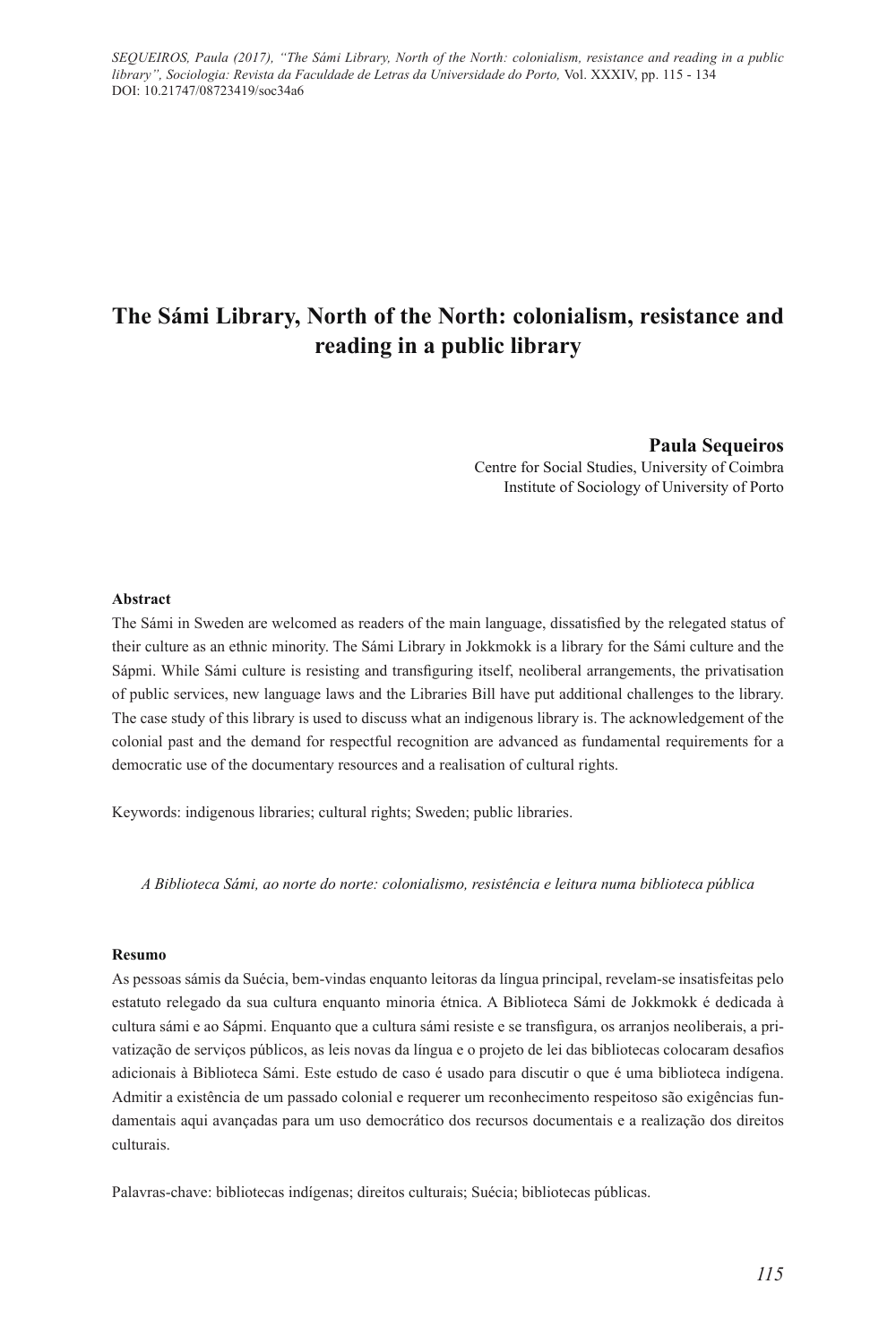SEQUEIROS, Paula (2017), *"The Sámi Library, North of the North: colonialism, resistance and reading in a public library", Sociologia: Revista da Faculdade de Letras da Universidade do Porto,* Vol. XXXIV, pp. 115 - 134
DOI: 10.21747/08723419/soc34a6

# The Sámi Library, North of the North: colonialism, resistance and reading in a public library

**Paula Sequeiros**
Centre for Social Studies, University of Coimbra
Institute of Sociology of University of Porto

**Abstract**

The Sámi in Sweden are welcomed as readers of the main language, dissatisfied by the relegated status of their culture as an ethnic minority. The Sámi Library in Jokkmokk is a library for the Sámi culture and the Sápmi. While Sámi culture is resisting and transfiguring itself, neoliberal arrangements, the privatisation of public services, new language laws and the Libraries Bill have put additional challenges to the library. The case study of this library is used to discuss what an indigenous library is. The acknowledgement of the colonial past and the demand for respectful recognition are advanced as fundamental requirements for a democratic use of the documentary resources and a realisation of cultural rights.

Keywords: indigenous libraries; cultural rights; Sweden; public libraries.

*A Biblioteca Sámi, ao norte do norte: colonialismo, resistência e leitura numa biblioteca pública*

**Resumo**

As pessoas sámis da Suécia, bem-vindas enquanto leitoras da língua principal, revelam-se insatisfeitas pelo estatuto relegado da sua cultura enquanto minoria étnica. A Biblioteca Sámi de Jokkmokk é dedicada à cultura sámi e ao Sápmi. Enquanto que a cultura sámi resiste e se transfigura, os arranjos neoliberais, a privatização de serviços públicos, as leis novas da língua e o projeto de lei das bibliotecas colocaram desafios adicionais à Biblioteca Sámi. Este estudo de caso é usado para discutir o que é uma biblioteca indígena. Admitir a existência de um passado colonial e requerer um reconhecimento respeitoso são exigências fundamentais aqui avançadas para um uso democrático dos recursos documentais e a realização dos direitos culturais.

Palavras-chave: bibliotecas indígenas; direitos culturais; Suécia; bibliotecas públicas.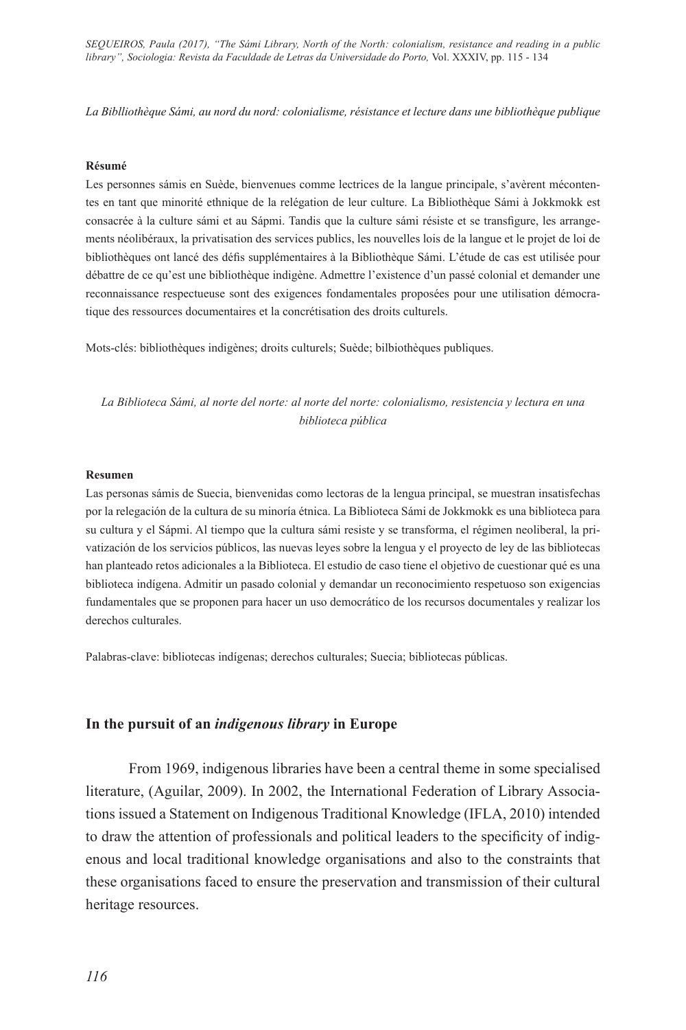*La Biblliothèque Sámi, au nord du nord: colonialisme, résistance et lecture dans une bibliothèque publique*

**Résumé**

Les personnes sámis en Suède, bienvenues comme lectrices de la langue principale, s'avèrent mécontentes en tant que minorité ethnique de la relégation de leur culture. La Bibliothèque Sámi à Jokkmokk est consacrée à la culture sámi et au Sápmi. Tandis que la culture sámi résiste et se transfigure, les arrangements néolibéraux, la privatisation des services publics, les nouvelles lois de la langue et le projet de loi de bibliothèques ont lancé des défis supplémentaires à la Bibliothèque Sámi. L'étude de cas est utilisée pour débattre de ce qu'est une bibliothèque indigène. Admettre l'existence d'un passé colonial et demander une reconnaissance respectueuse sont des exigences fondamentales proposées pour une utilisation démocratique des ressources documentaires et la concrétisation des droits culturels.

Mots-clés: bibliothèques indigènes; droits culturels; Suède; bilbiothèques publiques.

*La Biblioteca Sámi, al norte del norte: al norte del norte: colonialismo, resistencia y lectura en una biblioteca pública*

**Resumen**

Las personas sámis de Suecia, bienvenidas como lectoras de la lengua principal, se muestran insatisfechas por la relegación de la cultura de su minoría étnica. La Biblioteca Sámi de Jokkmokk es una biblioteca para su cultura y el Sápmi. Al tiempo que la cultura sámi resiste y se transforma, el régimen neoliberal, la privatización de los servicios públicos, las nuevas leyes sobre la lengua y el proyecto de ley de las bibliotecas han planteado retos adicionales a la Biblioteca. El estudio de caso tiene el objetivo de cuestionar qué es una biblioteca indígena. Admitir un pasado colonial y demandar un reconocimiento respetuoso son exigencias fundamentales que se proponen para hacer un uso democrático de los recursos documentales y realizar los derechos culturales.

Palabras-clave: bibliotecas indígenas; derechos culturales; Suecia; bibliotecas públicas.

## In the pursuit of an *indigenous library* in Europe

From 1969, indigenous libraries have been a central theme in some specialised literature, (Aguilar, 2009). In 2002, the International Federation of Library Associations issued a Statement on Indigenous Traditional Knowledge (IFLA, 2010) intended to draw the attention of professionals and political leaders to the specificity of indigenous and local traditional knowledge organisations and also to the constraints that these organisations faced to ensure the preservation and transmission of their cultural heritage resources.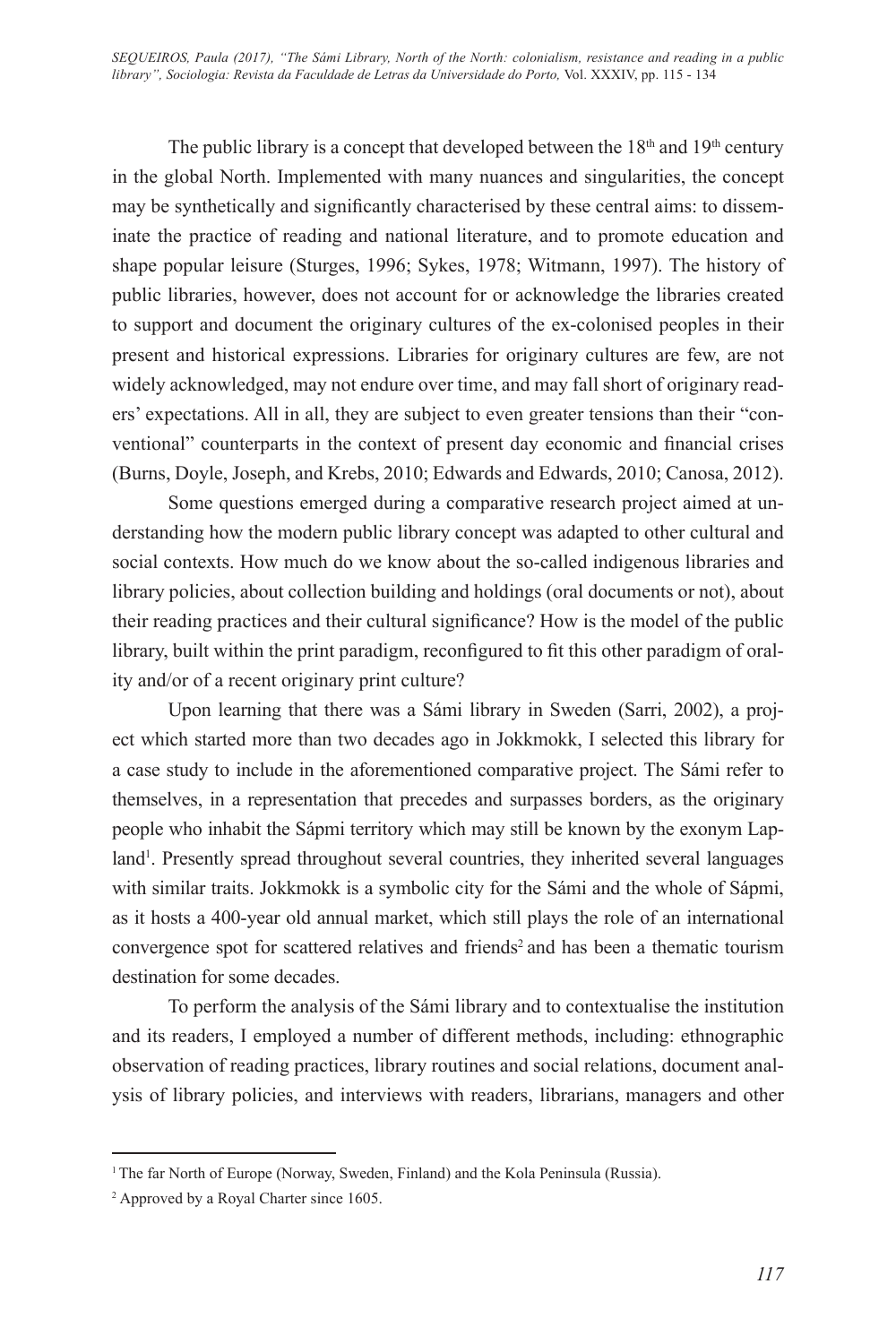The public library is a concept that developed between the 18th and 19th century in the global North. Implemented with many nuances and singularities, the concept may be synthetically and significantly characterised by these central aims: to disseminate the practice of reading and national literature, and to promote education and shape popular leisure (Sturges, 1996; Sykes, 1978; Witmann, 1997). The history of public libraries, however, does not account for or acknowledge the libraries created to support and document the originary cultures of the ex-colonised peoples in their present and historical expressions. Libraries for originary cultures are few, are not widely acknowledged, may not endure over time, and may fall short of originary readers' expectations. All in all, they are subject to even greater tensions than their "conventional" counterparts in the context of present day economic and financial crises (Burns, Doyle, Joseph, and Krebs, 2010; Edwards and Edwards, 2010; Canosa, 2012).

Some questions emerged during a comparative research project aimed at understanding how the modern public library concept was adapted to other cultural and social contexts. How much do we know about the so-called indigenous libraries and library policies, about collection building and holdings (oral documents or not), about their reading practices and their cultural significance? How is the model of the public library, built within the print paradigm, reconfigured to fit this other paradigm of orality and/or of a recent originary print culture?

Upon learning that there was a Sámi library in Sweden (Sarri, 2002), a project which started more than two decades ago in Jokkmokk, I selected this library for a case study to include in the aforementioned comparative project. The Sámi refer to themselves, in a representation that precedes and surpasses borders, as the originary people who inhabit the Sápmi territory which may still be known by the exonym Lapland[1]. Presently spread throughout several countries, they inherited several languages with similar traits. Jokkmokk is a symbolic city for the Sámi and the whole of Sápmi, as it hosts a 400-year old annual market, which still plays the role of an international convergence spot for scattered relatives and friends[2] and has been a thematic tourism destination for some decades.

To perform the analysis of the Sámi library and to contextualise the institution and its readers, I employed a number of different methods, including: ethnographic observation of reading practices, library routines and social relations, document analysis of library policies, and interviews with readers, librarians, managers and other

---

[1] The far North of Europe (Norway, Sweden, Finland) and the Kola Peninsula (Russia).

[2] Approved by a Royal Charter since 1605.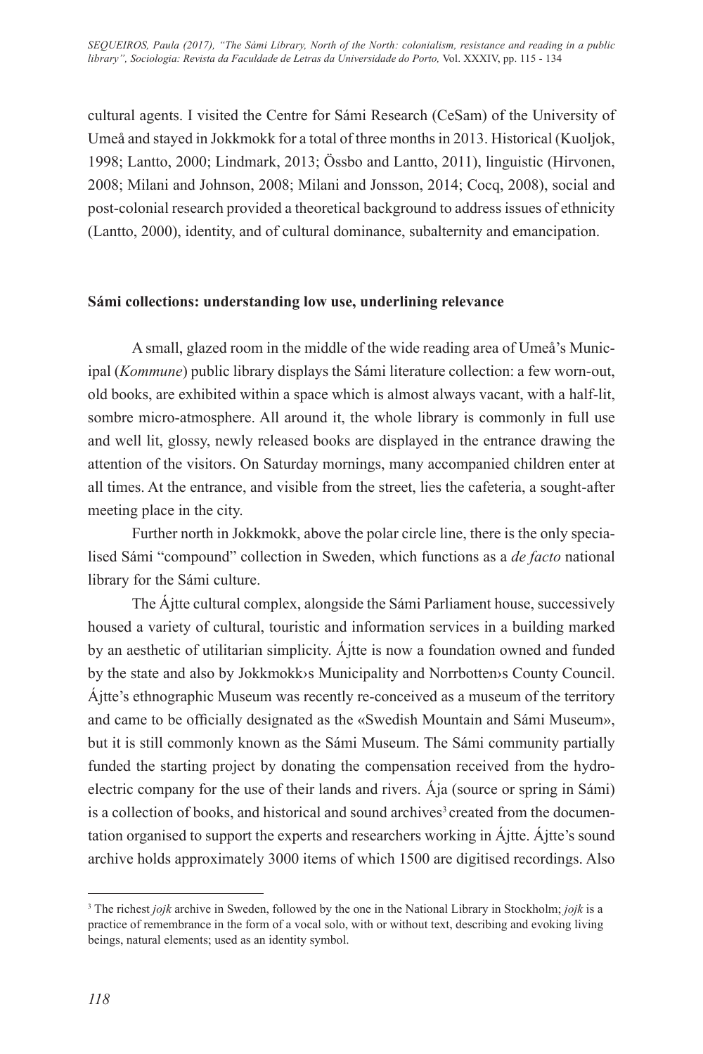cultural agents. I visited the Centre for Sámi Research (CeSam) of the University of Umeå and stayed in Jokkmokk for a total of three months in 2013. Historical (Kuoljok, 1998; Lantto, 2000; Lindmark, 2013; Össbo and Lantto, 2011), linguistic (Hirvonen, 2008; Milani and Johnson, 2008; Milani and Jonsson, 2014; Cocq, 2008), social and post-colonial research provided a theoretical background to address issues of ethnicity (Lantto, 2000), identity, and of cultural dominance, subalternity and emancipation.

## Sámi collections: understanding low use, underlining relevance

A small, glazed room in the middle of the wide reading area of Umeå's Municipal (*Kommune*) public library displays the Sámi literature collection: a few worn-out, old books, are exhibited within a space which is almost always vacant, with a half-lit, sombre micro-atmosphere. All around it, the whole library is commonly in full use and well lit, glossy, newly released books are displayed in the entrance drawing the attention of the visitors. On Saturday mornings, many accompanied children enter at all times. At the entrance, and visible from the street, lies the cafeteria, a sought-after meeting place in the city.

Further north in Jokkmokk, above the polar circle line, there is the only specialised Sámi "compound" collection in Sweden, which functions as a *de facto* national library for the Sámi culture.

The Ájtte cultural complex, alongside the Sámi Parliament house, successively housed a variety of cultural, touristic and information services in a building marked by an aesthetic of utilitarian simplicity. Ájtte is now a foundation owned and funded by the state and also by Jokkmokk›s Municipality and Norrbotten›s County Council. Ájtte's ethnographic Museum was recently re-conceived as a museum of the territory and came to be officially designated as the «Swedish Mountain and Sámi Museum», but it is still commonly known as the Sámi Museum. The Sámi community partially funded the starting project by donating the compensation received from the hydroelectric company for the use of their lands and rivers. Ája (source or spring in Sámi) is a collection of books, and historical and sound archives[3] created from the documentation organised to support the experts and researchers working in Ájtte. Ájtte's sound archive holds approximately 3000 items of which 1500 are digitised recordings. Also

[3] The richest *jojk* archive in Sweden, followed by the one in the National Library in Stockholm; *jojk* is a practice of remembrance in the form of a vocal solo, with or without text, describing and evoking living beings, natural elements; used as an identity symbol.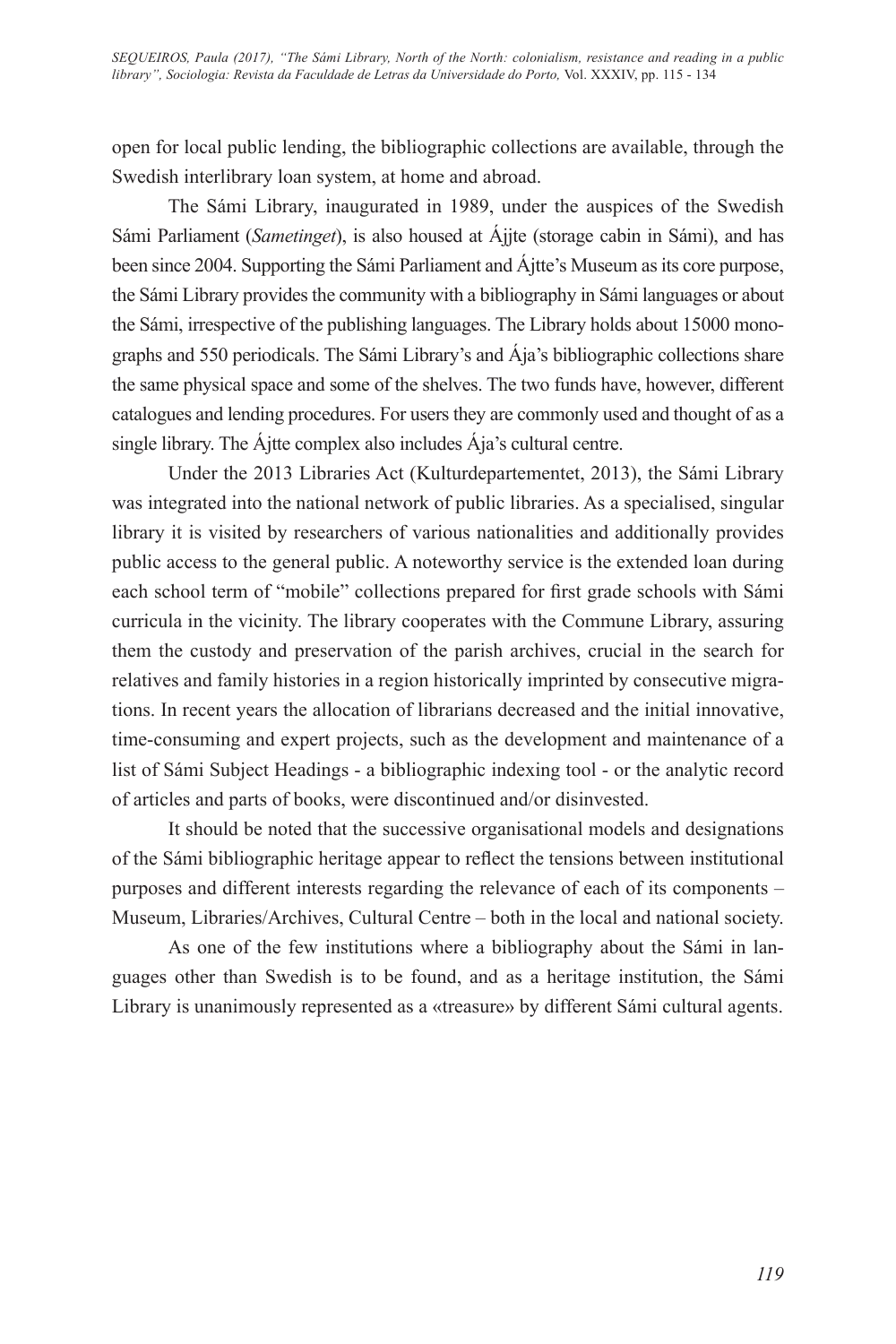open for local public lending, the bibliographic collections are available, through the Swedish interlibrary loan system, at home and abroad.

The Sámi Library, inaugurated in 1989, under the auspices of the Swedish Sámi Parliament (*Sametinget*), is also housed at Ájjte (storage cabin in Sámi), and has been since 2004. Supporting the Sámi Parliament and Ájtte's Museum as its core purpose, the Sámi Library provides the community with a bibliography in Sámi languages or about the Sámi, irrespective of the publishing languages. The Library holds about 15000 monographs and 550 periodicals. The Sámi Library's and Ája's bibliographic collections share the same physical space and some of the shelves. The two funds have, however, different catalogues and lending procedures. For users they are commonly used and thought of as a single library. The Ájtte complex also includes Ája's cultural centre.

Under the 2013 Libraries Act (Kulturdepartementet, 2013), the Sámi Library was integrated into the national network of public libraries. As a specialised, singular library it is visited by researchers of various nationalities and additionally provides public access to the general public. A noteworthy service is the extended loan during each school term of "mobile" collections prepared for first grade schools with Sámi curricula in the vicinity. The library cooperates with the Commune Library, assuring them the custody and preservation of the parish archives, crucial in the search for relatives and family histories in a region historically imprinted by consecutive migrations. In recent years the allocation of librarians decreased and the initial innovative, time-consuming and expert projects, such as the development and maintenance of a list of Sámi Subject Headings - a bibliographic indexing tool - or the analytic record of articles and parts of books, were discontinued and/or disinvested.

It should be noted that the successive organisational models and designations of the Sámi bibliographic heritage appear to reflect the tensions between institutional purposes and different interests regarding the relevance of each of its components – Museum, Libraries/Archives, Cultural Centre – both in the local and national society.

As one of the few institutions where a bibliography about the Sámi in languages other than Swedish is to be found, and as a heritage institution, the Sámi Library is unanimously represented as a «treasure» by different Sámi cultural agents.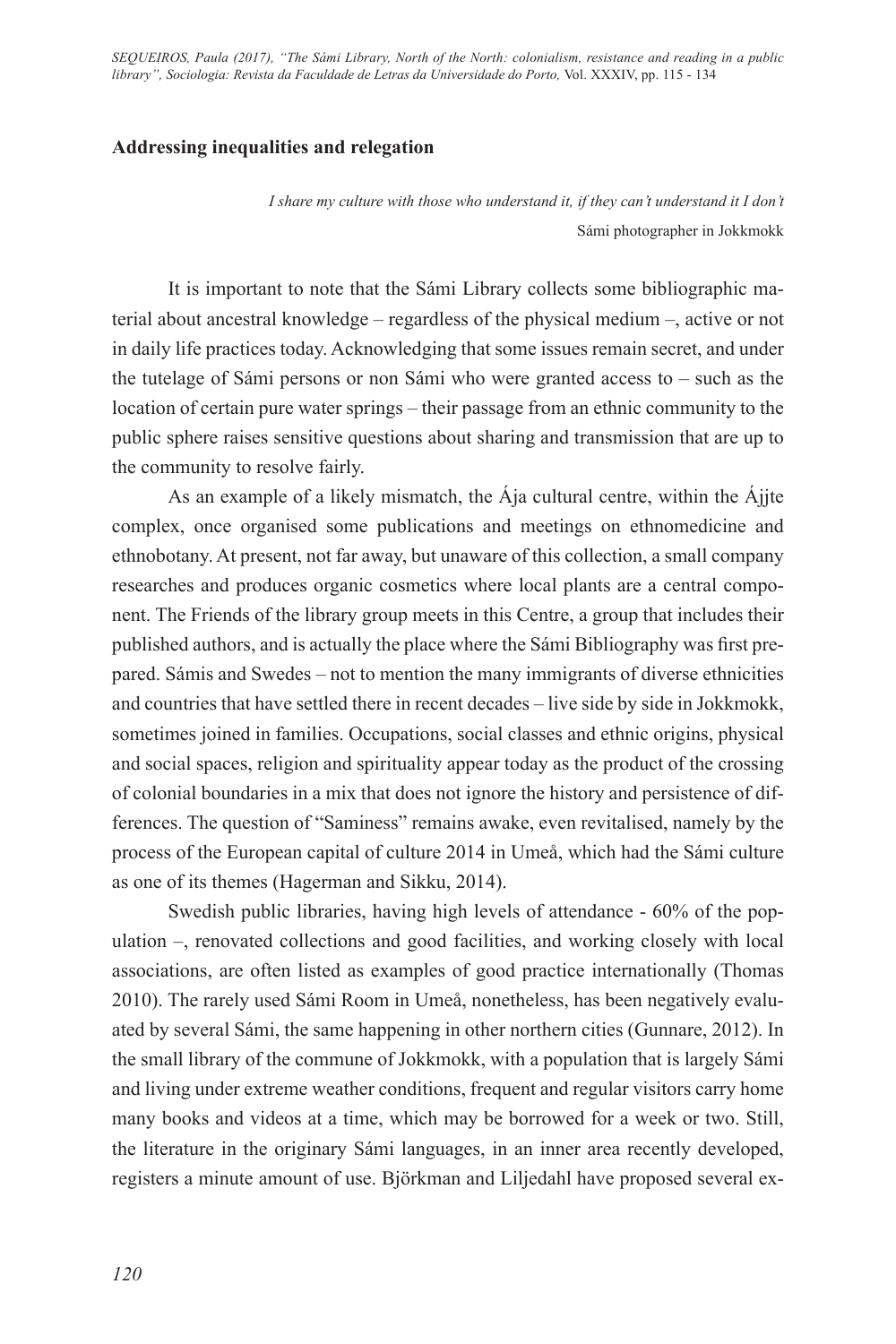## Addressing inequalities and relegation

*I share my culture with those who understand it, if they can't understand it I don't*
Sámi photographer in Jokkmokk

It is important to note that the Sámi Library collects some bibliographic material about ancestral knowledge – regardless of the physical medium –, active or not in daily life practices today. Acknowledging that some issues remain secret, and under the tutelage of Sámi persons or non Sámi who were granted access to – such as the location of certain pure water springs – their passage from an ethnic community to the public sphere raises sensitive questions about sharing and transmission that are up to the community to resolve fairly.

As an example of a likely mismatch, the Ája cultural centre, within the Ájjte complex, once organised some publications and meetings on ethnomedicine and ethnobotany. At present, not far away, but unaware of this collection, a small company researches and produces organic cosmetics where local plants are a central component. The Friends of the library group meets in this Centre, a group that includes their published authors, and is actually the place where the Sámi Bibliography was first prepared. Sámis and Swedes – not to mention the many immigrants of diverse ethnicities and countries that have settled there in recent decades – live side by side in Jokkmokk, sometimes joined in families. Occupations, social classes and ethnic origins, physical and social spaces, religion and spirituality appear today as the product of the crossing of colonial boundaries in a mix that does not ignore the history and persistence of differences. The question of "Saminess" remains awake, even revitalised, namely by the process of the European capital of culture 2014 in Umeå, which had the Sámi culture as one of its themes (Hagerman and Sikku, 2014).

Swedish public libraries, having high levels of attendance - 60% of the population –, renovated collections and good facilities, and working closely with local associations, are often listed as examples of good practice internationally (Thomas 2010). The rarely used Sámi Room in Umeå, nonetheless, has been negatively evaluated by several Sámi, the same happening in other northern cities (Gunnare, 2012). In the small library of the commune of Jokkmokk, with a population that is largely Sámi and living under extreme weather conditions, frequent and regular visitors carry home many books and videos at a time, which may be borrowed for a week or two. Still, the literature in the originary Sámi languages, in an inner area recently developed, registers a minute amount of use. Björkman and Liljedahl have proposed several ex-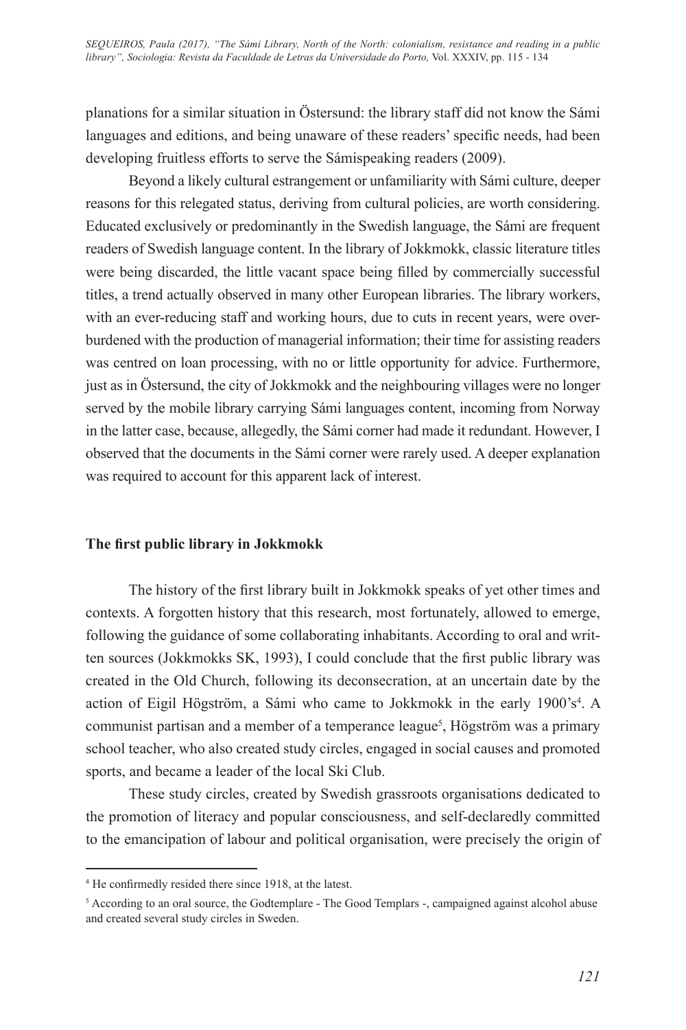planations for a similar situation in Östersund: the library staff did not know the Sámi languages and editions, and being unaware of these readers' specific needs, had been developing fruitless efforts to serve the Sámispeaking readers (2009).

Beyond a likely cultural estrangement or unfamiliarity with Sámi culture, deeper reasons for this relegated status, deriving from cultural policies, are worth considering. Educated exclusively or predominantly in the Swedish language, the Sámi are frequent readers of Swedish language content. In the library of Jokkmokk, classic literature titles were being discarded, the little vacant space being filled by commercially successful titles, a trend actually observed in many other European libraries. The library workers, with an ever-reducing staff and working hours, due to cuts in recent years, were overburdened with the production of managerial information; their time for assisting readers was centred on loan processing, with no or little opportunity for advice. Furthermore, just as in Östersund, the city of Jokkmokk and the neighbouring villages were no longer served by the mobile library carrying Sámi languages content, incoming from Norway in the latter case, because, allegedly, the Sámi corner had made it redundant. However, I observed that the documents in the Sámi corner were rarely used. A deeper explanation was required to account for this apparent lack of interest.

## The first public library in Jokkmokk

The history of the first library built in Jokkmokk speaks of yet other times and contexts. A forgotten history that this research, most fortunately, allowed to emerge, following the guidance of some collaborating inhabitants. According to oral and written sources (Jokkmokks SK, 1993), I could conclude that the first public library was created in the Old Church, following its deconsecration, at an uncertain date by the action of Eigil Högström, a Sámi who came to Jokkmokk in the early 1900's[4]. A communist partisan and a member of a temperance league[5], Högström was a primary school teacher, who also created study circles, engaged in social causes and promoted sports, and became a leader of the local Ski Club.

These study circles, created by Swedish grassroots organisations dedicated to the promotion of literacy and popular consciousness, and self-declaredly committed to the emancipation of labour and political organisation, were precisely the origin of

[4] He confirmedly resided there since 1918, at the latest.

[5] According to an oral source, the Godtemplare - The Good Templars -, campaigned against alcohol abuse and created several study circles in Sweden.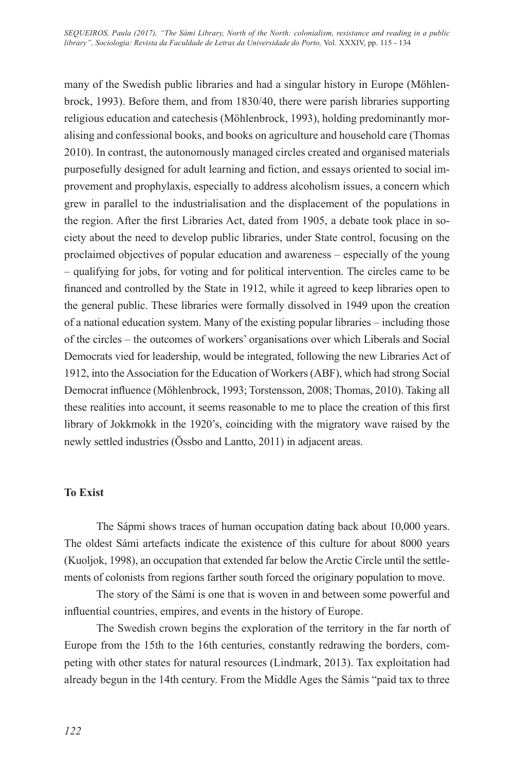many of the Swedish public libraries and had a singular history in Europe (Möhlenbrock, 1993). Before them, and from 1830/40, there were parish libraries supporting religious education and catechesis (Möhlenbrock, 1993), holding predominantly moralising and confessional books, and books on agriculture and household care (Thomas 2010). In contrast, the autonomously managed circles created and organised materials purposefully designed for adult learning and fiction, and essays oriented to social improvement and prophylaxis, especially to address alcoholism issues, a concern which grew in parallel to the industrialisation and the displacement of the populations in the region. After the first Libraries Act, dated from 1905, a debate took place in society about the need to develop public libraries, under State control, focusing on the proclaimed objectives of popular education and awareness – especially of the young – qualifying for jobs, for voting and for political intervention. The circles came to be financed and controlled by the State in 1912, while it agreed to keep libraries open to the general public. These libraries were formally dissolved in 1949 upon the creation of a national education system. Many of the existing popular libraries – including those of the circles – the outcomes of workers' organisations over which Liberals and Social Democrats vied for leadership, would be integrated, following the new Libraries Act of 1912, into the Association for the Education of Workers (ABF), which had strong Social Democrat influence (Möhlenbrock, 1993; Torstensson, 2008; Thomas, 2010). Taking all these realities into account, it seems reasonable to me to place the creation of this first library of Jokkmokk in the 1920's, coinciding with the migratory wave raised by the newly settled industries (Össbo and Lantto, 2011) in adjacent areas.

## To Exist

The Sápmi shows traces of human occupation dating back about 10,000 years. The oldest Sámi artefacts indicate the existence of this culture for about 8000 years (Kuoljok, 1998), an occupation that extended far below the Arctic Circle until the settlements of colonists from regions farther south forced the originary population to move.

The story of the Sámi is one that is woven in and between some powerful and influential countries, empires, and events in the history of Europe.

The Swedish crown begins the exploration of the territory in the far north of Europe from the 15th to the 16th centuries, constantly redrawing the borders, competing with other states for natural resources (Lindmark, 2013). Tax exploitation had already begun in the 14th century. From the Middle Ages the Sámis "paid tax to three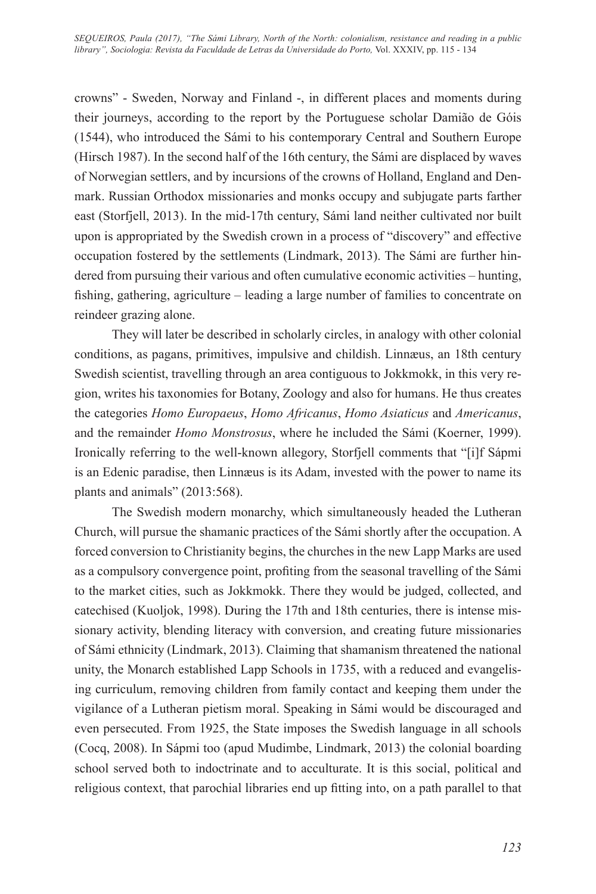crowns" - Sweden, Norway and Finland -, in different places and moments during their journeys, according to the report by the Portuguese scholar Damião de Góis (1544), who introduced the Sámi to his contemporary Central and Southern Europe (Hirsch 1987). In the second half of the 16th century, the Sámi are displaced by waves of Norwegian settlers, and by incursions of the crowns of Holland, England and Denmark. Russian Orthodox missionaries and monks occupy and subjugate parts farther east (Storfjell, 2013). In the mid-17th century, Sámi land neither cultivated nor built upon is appropriated by the Swedish crown in a process of "discovery" and effective occupation fostered by the settlements (Lindmark, 2013). The Sámi are further hindered from pursuing their various and often cumulative economic activities – hunting, fishing, gathering, agriculture – leading a large number of families to concentrate on reindeer grazing alone.

They will later be described in scholarly circles, in analogy with other colonial conditions, as pagans, primitives, impulsive and childish. Linnæus, an 18th century Swedish scientist, travelling through an area contiguous to Jokkmokk, in this very region, writes his taxonomies for Botany, Zoology and also for humans. He thus creates the categories *Homo Europaeus*, *Homo Africanus*, *Homo Asiaticus* and *Americanus*, and the remainder *Homo Monstrosus*, where he included the Sámi (Koerner, 1999). Ironically referring to the well-known allegory, Storfjell comments that "[i]f Sápmi is an Edenic paradise, then Linnæus is its Adam, invested with the power to name its plants and animals" (2013:568).

The Swedish modern monarchy, which simultaneously headed the Lutheran Church, will pursue the shamanic practices of the Sámi shortly after the occupation. A forced conversion to Christianity begins, the churches in the new Lapp Marks are used as a compulsory convergence point, profiting from the seasonal travelling of the Sámi to the market cities, such as Jokkmokk. There they would be judged, collected, and catechised (Kuoljok, 1998). During the 17th and 18th centuries, there is intense missionary activity, blending literacy with conversion, and creating future missionaries of Sámi ethnicity (Lindmark, 2013). Claiming that shamanism threatened the national unity, the Monarch established Lapp Schools in 1735, with a reduced and evangelising curriculum, removing children from family contact and keeping them under the vigilance of a Lutheran pietism moral. Speaking in Sámi would be discouraged and even persecuted. From 1925, the State imposes the Swedish language in all schools (Cocq, 2008). In Sápmi too (apud Mudimbe, Lindmark, 2013) the colonial boarding school served both to indoctrinate and to acculturate. It is this social, political and religious context, that parochial libraries end up fitting into, on a path parallel to that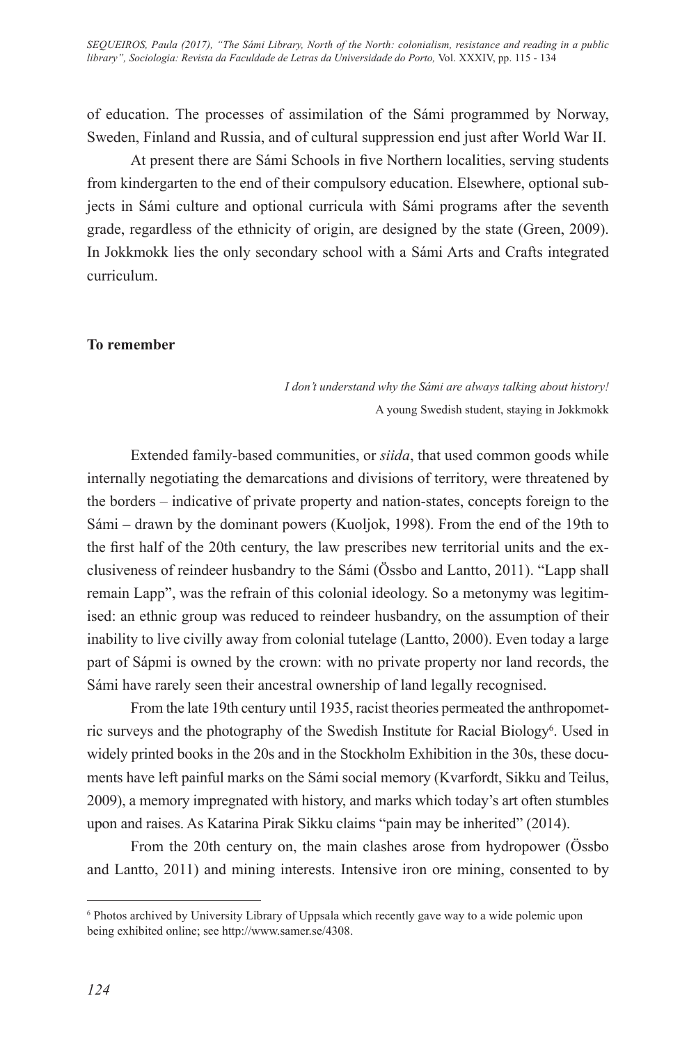of education. The processes of assimilation of the Sámi programmed by Norway, Sweden, Finland and Russia, and of cultural suppression end just after World War II.

At present there are Sámi Schools in five Northern localities, serving students from kindergarten to the end of their compulsory education. Elsewhere, optional subjects in Sámi culture and optional curricula with Sámi programs after the seventh grade, regardless of the ethnicity of origin, are designed by the state (Green, 2009). In Jokkmokk lies the only secondary school with a Sámi Arts and Crafts integrated curriculum.

**To remember**

*I don't understand why the Sámi are always talking about history!*
A young Swedish student, staying in Jokkmokk

Extended family-based communities, or *siida*, that used common goods while internally negotiating the demarcations and divisions of territory, were threatened by the borders – indicative of private property and nation-states, concepts foreign to the Sámi – drawn by the dominant powers (Kuoljok, 1998). From the end of the 19th to the first half of the 20th century, the law prescribes new territorial units and the exclusiveness of reindeer husbandry to the Sámi (Össbo and Lantto, 2011). "Lapp shall remain Lapp", was the refrain of this colonial ideology. So a metonymy was legitimised: an ethnic group was reduced to reindeer husbandry, on the assumption of their inability to live civilly away from colonial tutelage (Lantto, 2000). Even today a large part of Sápmi is owned by the crown: with no private property nor land records, the Sámi have rarely seen their ancestral ownership of land legally recognised.

From the late 19th century until 1935, racist theories permeated the anthropometric surveys and the photography of the Swedish Institute for Racial Biology[6]. Used in widely printed books in the 20s and in the Stockholm Exhibition in the 30s, these documents have left painful marks on the Sámi social memory (Kvarfordt, Sikku and Teilus, 2009), a memory impregnated with history, and marks which today's art often stumbles upon and raises. As Katarina Pirak Sikku claims "pain may be inherited" (2014).

From the 20th century on, the main clashes arose from hydropower (Össbo and Lantto, 2011) and mining interests. Intensive iron ore mining, consented to by

[6] Photos archived by University Library of Uppsala which recently gave way to a wide polemic upon being exhibited online; see http://www.samer.se/4308.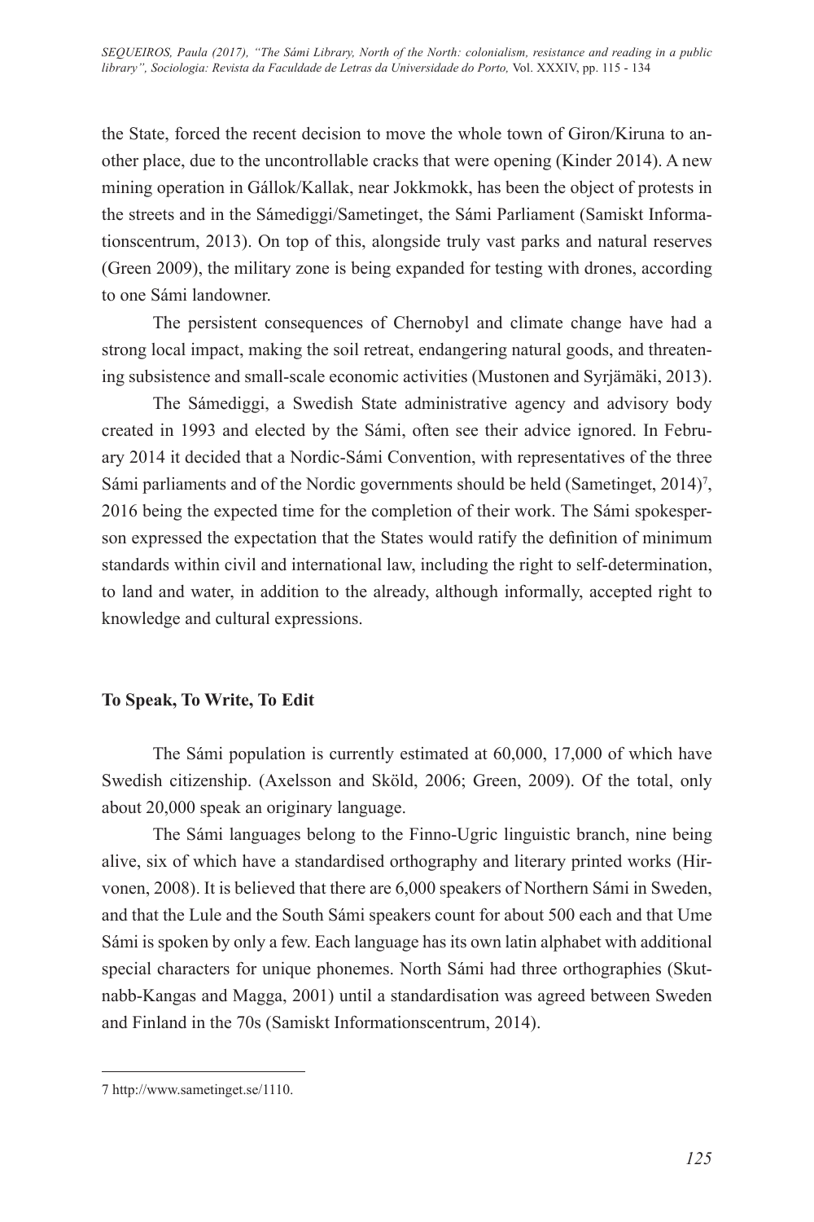the State, forced the recent decision to move the whole town of Giron/Kiruna to another place, due to the uncontrollable cracks that were opening (Kinder 2014). A new mining operation in Gállok/Kallak, near Jokkmokk, has been the object of protests in the streets and in the Sámediggi/Sametinget, the Sámi Parliament (Samiskt Informationscentrum, 2013). On top of this, alongside truly vast parks and natural reserves (Green 2009), the military zone is being expanded for testing with drones, according to one Sámi landowner.

The persistent consequences of Chernobyl and climate change have had a strong local impact, making the soil retreat, endangering natural goods, and threatening subsistence and small-scale economic activities (Mustonen and Syrjämäki, 2013).

The Sámediggi, a Swedish State administrative agency and advisory body created in 1993 and elected by the Sámi, often see their advice ignored. In February 2014 it decided that a Nordic-Sámi Convention, with representatives of the three Sámi parliaments and of the Nordic governments should be held (Sametinget, 2014)[7], 2016 being the expected time for the completion of their work. The Sámi spokesperson expressed the expectation that the States would ratify the definition of minimum standards within civil and international law, including the right to self-determination, to land and water, in addition to the already, although informally, accepted right to knowledge and cultural expressions.

## To Speak, To Write, To Edit

The Sámi population is currently estimated at 60,000, 17,000 of which have Swedish citizenship. (Axelsson and Sköld, 2006; Green, 2009). Of the total, only about 20,000 speak an originary language.

The Sámi languages belong to the Finno-Ugric linguistic branch, nine being alive, six of which have a standardised orthography and literary printed works (Hirvonen, 2008). It is believed that there are 6,000 speakers of Northern Sámi in Sweden, and that the Lule and the South Sámi speakers count for about 500 each and that Ume Sámi is spoken by only a few. Each language has its own latin alphabet with additional special characters for unique phonemes. North Sámi had three orthographies (Skutnabb-Kangas and Magga, 2001) until a standardisation was agreed between Sweden and Finland in the 70s (Samiskt Informationscentrum, 2014).

---

7 http://www.sametinget.se/1110.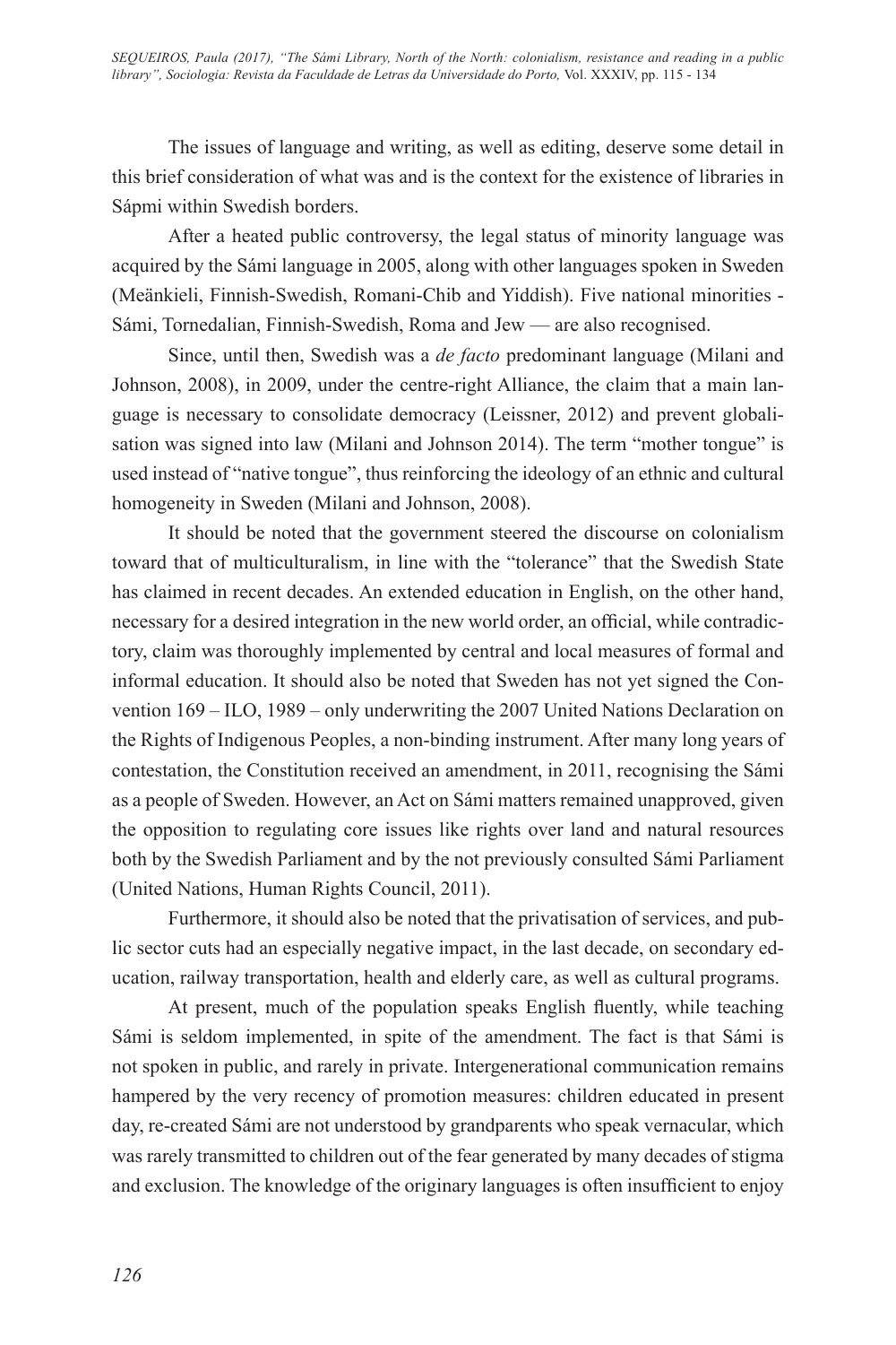The issues of language and writing, as well as editing, deserve some detail in this brief consideration of what was and is the context for the existence of libraries in Sápmi within Swedish borders.

After a heated public controversy, the legal status of minority language was acquired by the Sámi language in 2005, along with other languages spoken in Sweden (Meänkieli, Finnish-Swedish, Romani-Chib and Yiddish). Five national minorities - Sámi, Tornedalian, Finnish-Swedish, Roma and Jew — are also recognised.

Since, until then, Swedish was a *de facto* predominant language (Milani and Johnson, 2008), in 2009, under the centre-right Alliance, the claim that a main language is necessary to consolidate democracy (Leissner, 2012) and prevent globalisation was signed into law (Milani and Johnson 2014). The term "mother tongue" is used instead of "native tongue", thus reinforcing the ideology of an ethnic and cultural homogeneity in Sweden (Milani and Johnson, 2008).

It should be noted that the government steered the discourse on colonialism toward that of multiculturalism, in line with the "tolerance" that the Swedish State has claimed in recent decades. An extended education in English, on the other hand, necessary for a desired integration in the new world order, an official, while contradictory, claim was thoroughly implemented by central and local measures of formal and informal education. It should also be noted that Sweden has not yet signed the Convention 169 – ILO, 1989 – only underwriting the 2007 United Nations Declaration on the Rights of Indigenous Peoples, a non-binding instrument. After many long years of contestation, the Constitution received an amendment, in 2011, recognising the Sámi as a people of Sweden. However, an Act on Sámi matters remained unapproved, given the opposition to regulating core issues like rights over land and natural resources both by the Swedish Parliament and by the not previously consulted Sámi Parliament (United Nations, Human Rights Council, 2011).

Furthermore, it should also be noted that the privatisation of services, and public sector cuts had an especially negative impact, in the last decade, on secondary education, railway transportation, health and elderly care, as well as cultural programs.

At present, much of the population speaks English fluently, while teaching Sámi is seldom implemented, in spite of the amendment. The fact is that Sámi is not spoken in public, and rarely in private. Intergenerational communication remains hampered by the very recency of promotion measures: children educated in present day, re-created Sámi are not understood by grandparents who speak vernacular, which was rarely transmitted to children out of the fear generated by many decades of stigma and exclusion. The knowledge of the originary languages is often insufficient to enjoy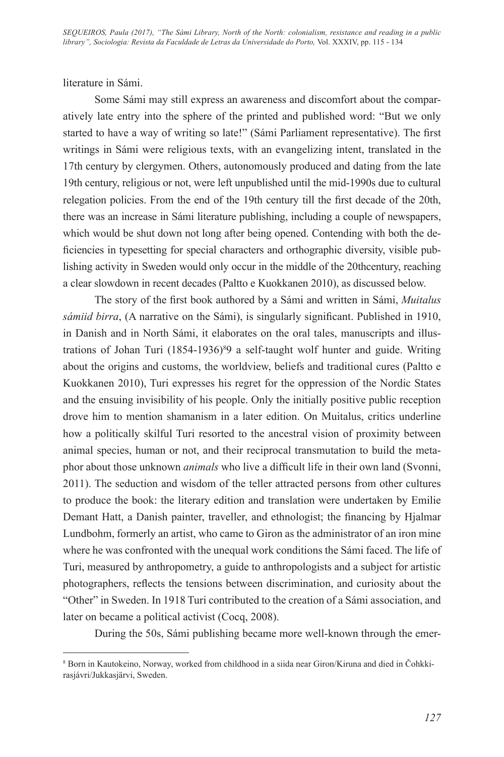literature in Sámi.

Some Sámi may still express an awareness and discomfort about the comparatively late entry into the sphere of the printed and published word: "But we only started to have a way of writing so late!" (Sámi Parliament representative). The first writings in Sámi were religious texts, with an evangelizing intent, translated in the 17th century by clergymen. Others, autonomously produced and dating from the late 19th century, religious or not, were left unpublished until the mid-1990s due to cultural relegation policies. From the end of the 19th century till the first decade of the 20th, there was an increase in Sámi literature publishing, including a couple of newspapers, which would be shut down not long after being opened. Contending with both the deficiencies in typesetting for special characters and orthographic diversity, visible publishing activity in Sweden would only occur in the middle of the 20thcentury, reaching a clear slowdown in recent decades (Paltto e Kuokkanen 2010), as discussed below.

The story of the first book authored by a Sámi and written in Sámi, *Muitalus sámiid birra*, (A narrative on the Sámi), is singularly significant. Published in 1910, in Danish and in North Sámi, it elaborates on the oral tales, manuscripts and illustrations of Johan Turi (1854-1936)[8]9 a self-taught wolf hunter and guide. Writing about the origins and customs, the worldview, beliefs and traditional cures (Paltto e Kuokkanen 2010), Turi expresses his regret for the oppression of the Nordic States and the ensuing invisibility of his people. Only the initially positive public reception drove him to mention shamanism in a later edition. On Muitalus, critics underline how a politically skilful Turi resorted to the ancestral vision of proximity between animal species, human or not, and their reciprocal transmutation to build the metaphor about those unknown *animals* who live a difficult life in their own land (Svonni, 2011). The seduction and wisdom of the teller attracted persons from other cultures to produce the book: the literary edition and translation were undertaken by Emilie Demant Hatt, a Danish painter, traveller, and ethnologist; the financing by Hjalmar Lundbohm, formerly an artist, who came to Giron as the administrator of an iron mine where he was confronted with the unequal work conditions the Sámi faced. The life of Turi, measured by anthropometry, a guide to anthropologists and a subject for artistic photographers, reflects the tensions between discrimination, and curiosity about the "Other" in Sweden. In 1918 Turi contributed to the creation of a Sámi association, and later on became a political activist (Cocq, 2008).

During the 50s, Sámi publishing became more well-known through the emer-

[8] Born in Kautokeino, Norway, worked from childhood in a siida near Giron/Kiruna and died in Čohkkirasjávri/Jukkasjärvi, Sweden.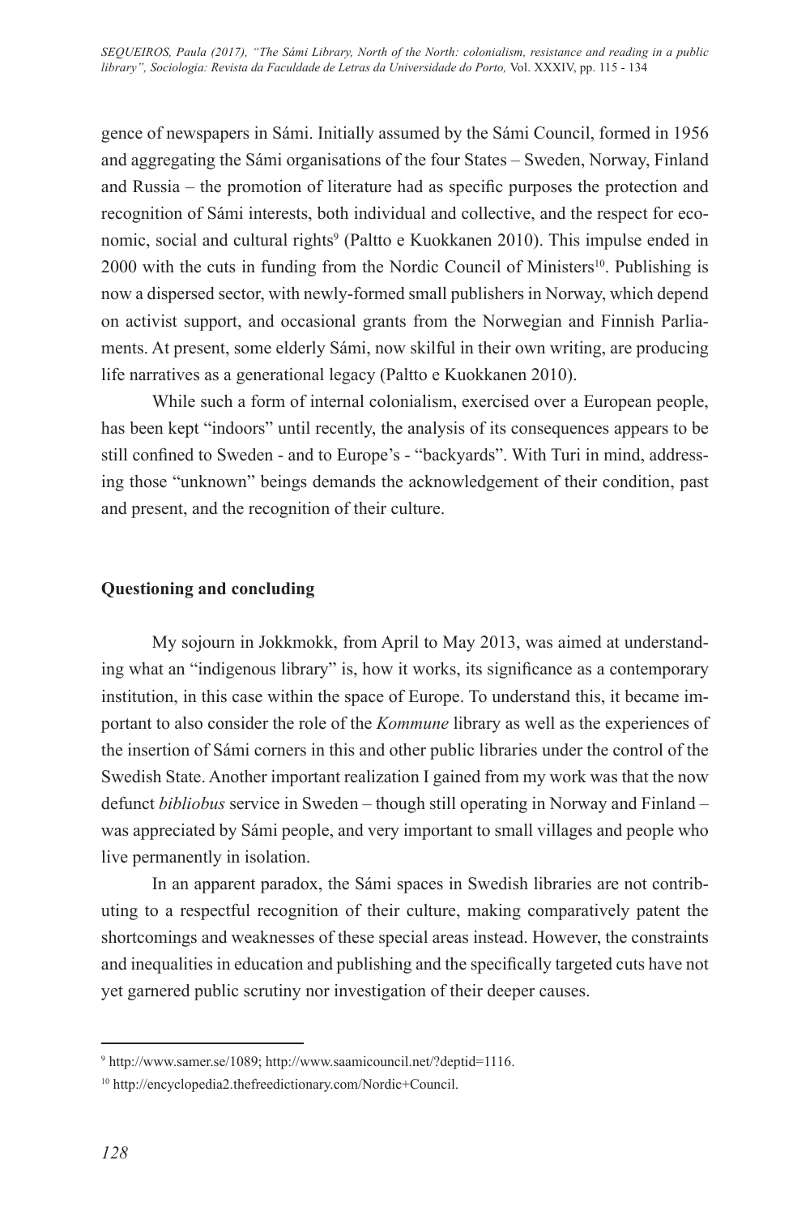gence of newspapers in Sámi. Initially assumed by the Sámi Council, formed in 1956 and aggregating the Sámi organisations of the four States – Sweden, Norway, Finland and Russia – the promotion of literature had as specific purposes the protection and recognition of Sámi interests, both individual and collective, and the respect for economic, social and cultural rights[9] (Paltto e Kuokkanen 2010). This impulse ended in 2000 with the cuts in funding from the Nordic Council of Ministers[10]. Publishing is now a dispersed sector, with newly-formed small publishers in Norway, which depend on activist support, and occasional grants from the Norwegian and Finnish Parliaments. At present, some elderly Sámi, now skilful in their own writing, are producing life narratives as a generational legacy (Paltto e Kuokkanen 2010).

While such a form of internal colonialism, exercised over a European people, has been kept "indoors" until recently, the analysis of its consequences appears to be still confined to Sweden - and to Europe's - "backyards". With Turi in mind, addressing those "unknown" beings demands the acknowledgement of their condition, past and present, and the recognition of their culture.

## Questioning and concluding

My sojourn in Jokkmokk, from April to May 2013, was aimed at understanding what an "indigenous library" is, how it works, its significance as a contemporary institution, in this case within the space of Europe. To understand this, it became important to also consider the role of the *Kommune* library as well as the experiences of the insertion of Sámi corners in this and other public libraries under the control of the Swedish State. Another important realization I gained from my work was that the now defunct *bibliobus* service in Sweden – though still operating in Norway and Finland – was appreciated by Sámi people, and very important to small villages and people who live permanently in isolation.

In an apparent paradox, the Sámi spaces in Swedish libraries are not contributing to a respectful recognition of their culture, making comparatively patent the shortcomings and weaknesses of these special areas instead. However, the constraints and inequalities in education and publishing and the specifically targeted cuts have not yet garnered public scrutiny nor investigation of their deeper causes.

---

[9] http://www.samer.se/1089; http://www.saamicouncil.net/?deptid=1116.

[10] http://encyclopedia2.thefreedictionary.com/Nordic+Council.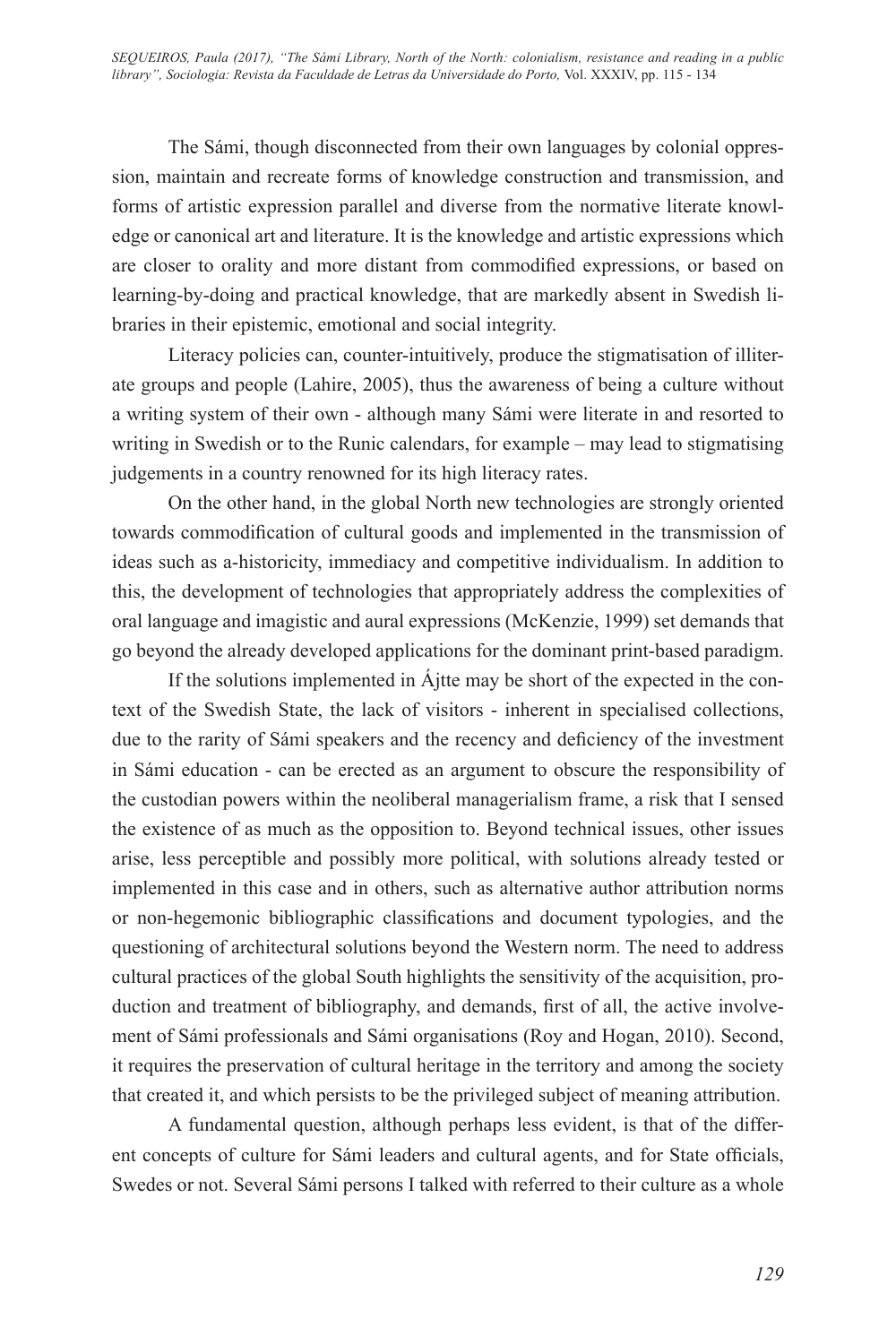The Sámi, though disconnected from their own languages by colonial oppression, maintain and recreate forms of knowledge construction and transmission, and forms of artistic expression parallel and diverse from the normative literate knowledge or canonical art and literature. It is the knowledge and artistic expressions which are closer to orality and more distant from commodified expressions, or based on learning-by-doing and practical knowledge, that are markedly absent in Swedish libraries in their epistemic, emotional and social integrity.

Literacy policies can, counter-intuitively, produce the stigmatisation of illiterate groups and people (Lahire, 2005), thus the awareness of being a culture without a writing system of their own - although many Sámi were literate in and resorted to writing in Swedish or to the Runic calendars, for example – may lead to stigmatising judgements in a country renowned for its high literacy rates.

On the other hand, in the global North new technologies are strongly oriented towards commodification of cultural goods and implemented in the transmission of ideas such as a-historicity, immediacy and competitive individualism. In addition to this, the development of technologies that appropriately address the complexities of oral language and imagistic and aural expressions (McKenzie, 1999) set demands that go beyond the already developed applications for the dominant print-based paradigm.

If the solutions implemented in Ájtte may be short of the expected in the context of the Swedish State, the lack of visitors - inherent in specialised collections, due to the rarity of Sámi speakers and the recency and deficiency of the investment in Sámi education - can be erected as an argument to obscure the responsibility of the custodian powers within the neoliberal managerialism frame, a risk that I sensed the existence of as much as the opposition to. Beyond technical issues, other issues arise, less perceptible and possibly more political, with solutions already tested or implemented in this case and in others, such as alternative author attribution norms or non-hegemonic bibliographic classifications and document typologies, and the questioning of architectural solutions beyond the Western norm. The need to address cultural practices of the global South highlights the sensitivity of the acquisition, production and treatment of bibliography, and demands, first of all, the active involvement of Sámi professionals and Sámi organisations (Roy and Hogan, 2010). Second, it requires the preservation of cultural heritage in the territory and among the society that created it, and which persists to be the privileged subject of meaning attribution.

A fundamental question, although perhaps less evident, is that of the different concepts of culture for Sámi leaders and cultural agents, and for State officials, Swedes or not. Several Sámi persons I talked with referred to their culture as a whole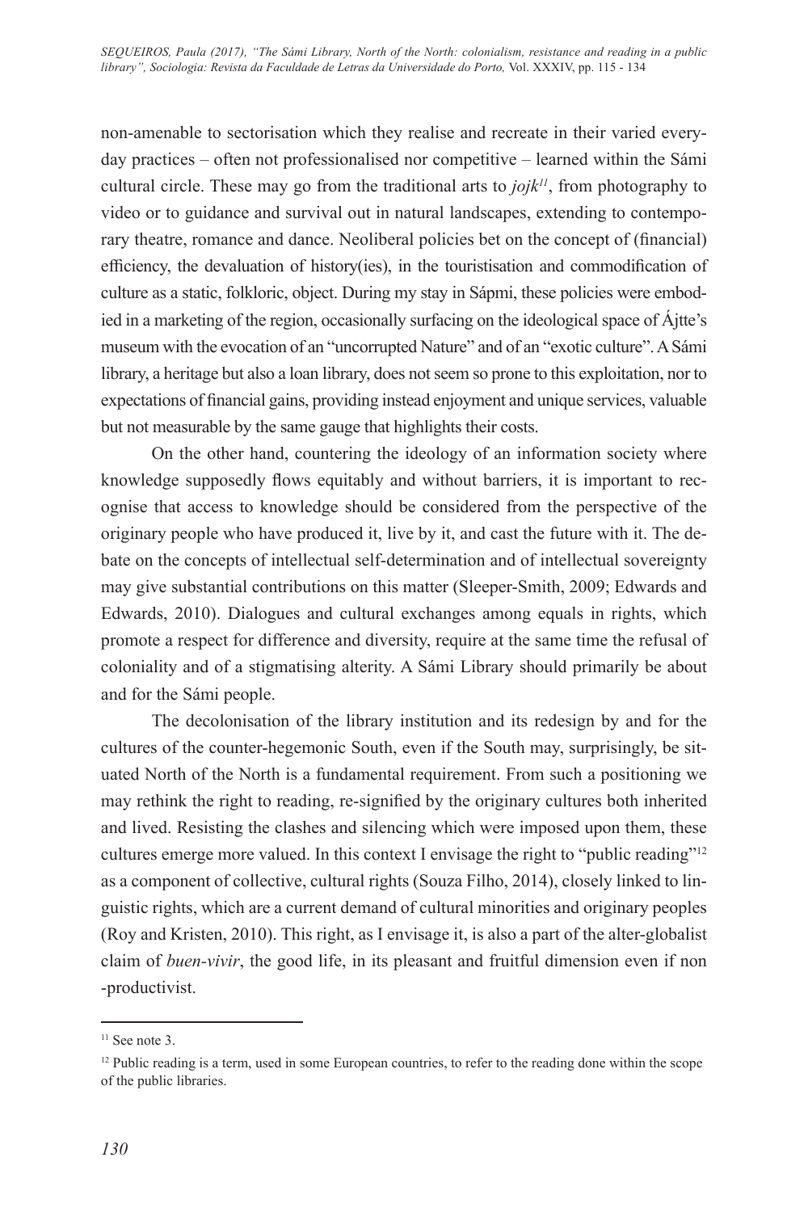non-amenable to sectorisation which they realise and recreate in their varied everyday practices – often not professionalised nor competitive – learned within the Sámi cultural circle. These may go from the traditional arts to *jojk*[11], from photography to video or to guidance and survival out in natural landscapes, extending to contemporary theatre, romance and dance. Neoliberal policies bet on the concept of (financial) efficiency, the devaluation of history(ies), in the touristisation and commodification of culture as a static, folkloric, object. During my stay in Sápmi, these policies were embodied in a marketing of the region, occasionally surfacing on the ideological space of Ájtte's museum with the evocation of an "uncorrupted Nature" and of an "exotic culture". A Sámi library, a heritage but also a loan library, does not seem so prone to this exploitation, nor to expectations of financial gains, providing instead enjoyment and unique services, valuable but not measurable by the same gauge that highlights their costs.

On the other hand, countering the ideology of an information society where knowledge supposedly flows equitably and without barriers, it is important to recognise that access to knowledge should be considered from the perspective of the originary people who have produced it, live by it, and cast the future with it. The debate on the concepts of intellectual self-determination and of intellectual sovereignty may give substantial contributions on this matter (Sleeper-Smith, 2009; Edwards and Edwards, 2010). Dialogues and cultural exchanges among equals in rights, which promote a respect for difference and diversity, require at the same time the refusal of coloniality and of a stigmatising alterity. A Sámi Library should primarily be about and for the Sámi people.

The decolonisation of the library institution and its redesign by and for the cultures of the counter-hegemonic South, even if the South may, surprisingly, be situated North of the North is a fundamental requirement. From such a positioning we may rethink the right to reading, re-signified by the originary cultures both inherited and lived. Resisting the clashes and silencing which were imposed upon them, these cultures emerge more valued. In this context I envisage the right to "public reading"[12] as a component of collective, cultural rights (Souza Filho, 2014), closely linked to linguistic rights, which are a current demand of cultural minorities and originary peoples (Roy and Kristen, 2010). This right, as I envisage it, is also a part of the alter-globalist claim of *buen-vivir*, the good life, in its pleasant and fruitful dimension even if non-productivist.

---

[11] See note 3.

[12] Public reading is a term, used in some European countries, to refer to the reading done within the scope of the public libraries.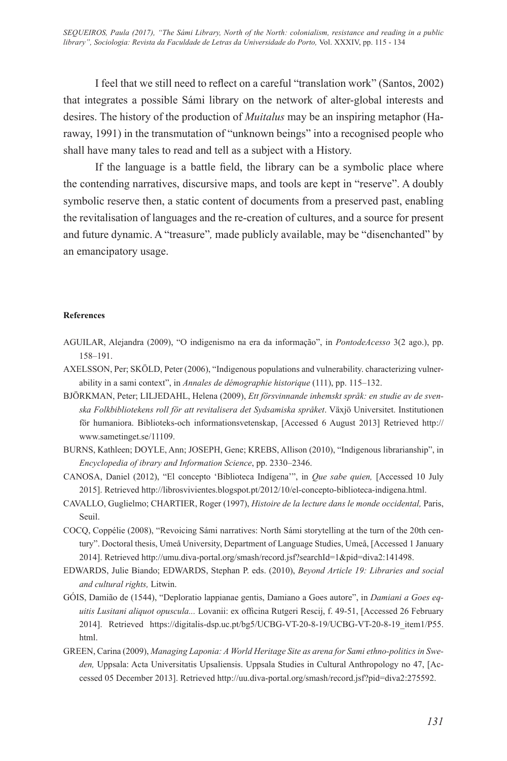I feel that we still need to reflect on a careful "translation work" (Santos, 2002) that integrates a possible Sámi library on the network of alter-global interests and desires. The history of the production of *Muitalus* may be an inspiring metaphor (Haraway, 1991) in the transmutation of "unknown beings" into a recognised people who shall have many tales to read and tell as a subject with a History.

If the language is a battle field, the library can be a symbolic place where the contending narratives, discursive maps, and tools are kept in "reserve". A doubly symbolic reserve then, a static content of documents from a preserved past, enabling the revitalisation of languages and the re-creation of cultures, and a source for present and future dynamic. A "treasure"*,* made publicly available, may be "disenchanted" by an emancipatory usage.

**References**

AGUILAR, Alejandra (2009), "O indigenismo na era da informação", in *PontodeAcesso* 3(2 ago.), pp. 158–191.

AXELSSON, Per; SKÖLD, Peter (2006), "Indigenous populations and vulnerability. characterizing vulnerability in a sami context", in *Annales de démographie historique* (111), pp. 115–132.

BJÖRKMAN, Peter; LILJEDAHL, Helena (2009), *Ett försvinnande inhemskt språk: en studie av de svenska Folkbibliotekens roll för att revitalisera det Sydsamiska språket*. Växjö Universitet. Institutionen för humaniora. Biblioteks-och informationsvetenskap, [Accessed 6 August 2013] Retrieved http://www.sametinget.se/11109.

BURNS, Kathleen; DOYLE, Ann; JOSEPH, Gene; KREBS, Allison (2010), "Indigenous librarianship", in *Encyclopedia of ibrary and Information Science*, pp. 2330–2346.

CANOSA, Daniel (2012), "El concepto 'Biblioteca Indígena'", in *Que sabe quien,* [Accessed 10 July 2015]. Retrieved http://librosvivientes.blogspot.pt/2012/10/el-concepto-biblioteca-indigena.html.

CAVALLO, Guglielmo; CHARTIER, Roger (1997), *Histoire de la lecture dans le monde occidental,* Paris, Seuil.

COCQ, Coppélie (2008), "Revoicing Sámi narratives: North Sámi storytelling at the turn of the 20th century". Doctoral thesis, Umeå University, Department of Language Studies, Umeå, [Accessed 1 January 2014]. Retrieved http://umu.diva-portal.org/smash/record.jsf?searchId=1&pid=diva2:141498.

EDWARDS, Julie Biando; EDWARDS, Stephan P. eds. (2010), *Beyond Article 19: Libraries and social and cultural rights,* Litwin.

GÓIS, Damião de (1544), "Deploratio lappianae gentis, Damiano a Goes autore", in *Damiani a Goes equitis Lusitani aliquot opuscula...* Lovanii: ex officina Rutgeri Rescij, f. 49-51, [Accessed 26 February 2014]. Retrieved https://digitalis-dsp.uc.pt/bg5/UCBG-VT-20-8-19/UCBG-VT-20-8-19_item1/P55.html.

GREEN, Carina (2009), *Managing Laponia: A World Heritage Site as arena for Sami ethno-politics in Sweden,* Uppsala: Acta Universitatis Upsaliensis. Uppsala Studies in Cultural Anthropology no 47, [Accessed 05 December 2013]. Retrieved http://uu.diva-portal.org/smash/record.jsf?pid=diva2:275592.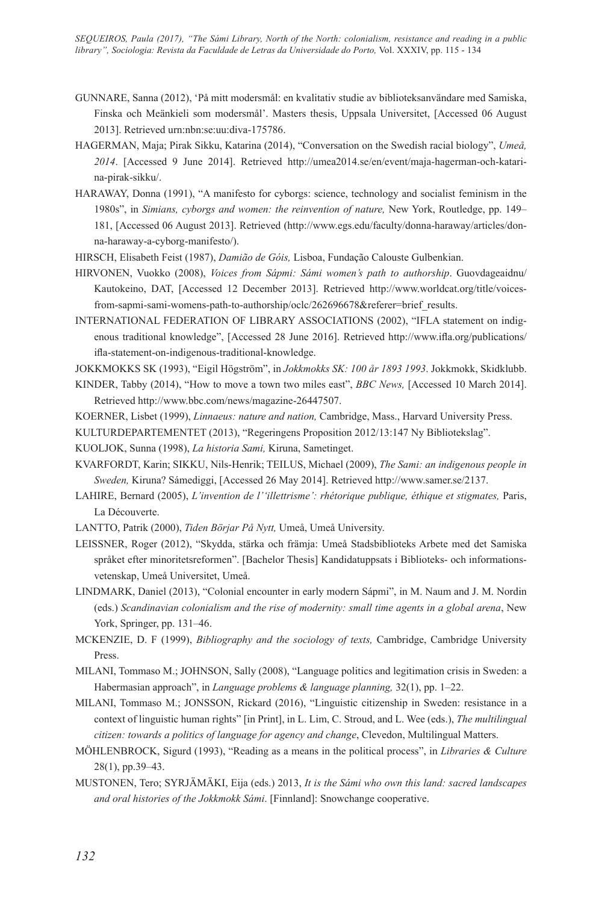GUNNARE, Sanna (2012), 'På mitt modersmål: en kvalitativ studie av biblioteksanvändare med Samiska, Finska och Meänkieli som modersmål'. Masters thesis, Uppsala Universitet, [Accessed 06 August 2013]. Retrieved urn:nbn:se:uu:diva-175786.

HAGERMAN, Maja; Pirak Sikku, Katarina (2014), "Conversation on the Swedish racial biology", *Umeå, 2014*. [Accessed 9 June 2014]. Retrieved http://umea2014.se/en/event/maja-hagerman-och-katarina-pirak-sikku/.

HARAWAY, Donna (1991), "A manifesto for cyborgs: science, technology and socialist feminism in the 1980s", in *Simians, cyborgs and women: the reinvention of nature,* New York, Routledge, pp. 149–181, [Accessed 06 August 2013]. Retrieved (http://www.egs.edu/faculty/donna-haraway/articles/donna-haraway-a-cyborg-manifesto/).

HIRSCH, Elisabeth Feist (1987), *Damião de Góis,* Lisboa, Fundação Calouste Gulbenkian.

HIRVONEN, Vuokko (2008), *Voices from Sápmi: Sámi women's path to authorship*. Guovdageaidnu/Kautokeino, DAT, [Accessed 12 December 2013]. Retrieved http://www.worldcat.org/title/voices-from-sapmi-sami-womens-path-to-authorship/oclc/262696678&referer=brief_results.

INTERNATIONAL FEDERATION OF LIBRARY ASSOCIATIONS (2002), "IFLA statement on indigenous traditional knowledge", [Accessed 28 June 2016]. Retrieved http://www.ifla.org/publications/ifla-statement-on-indigenous-traditional-knowledge.

JOKKMOKKS SK (1993), "Eigil Högström", in *Jokkmokks SK: 100 år 1893 1993*. Jokkmokk, Skidklubb.

KINDER, Tabby (2014), "How to move a town two miles east", *BBC News,* [Accessed 10 March 2014]. Retrieved http://www.bbc.com/news/magazine-26447507.

KOERNER, Lisbet (1999), *Linnaeus: nature and nation,* Cambridge, Mass., Harvard University Press.

KULTURDEPARTEMENTET (2013), "Regeringens Proposition 2012/13:147 Ny Bibliotekslag".

KUOLJOK, Sunna (1998), *La historia Sami,* Kiruna, Sametinget.

KVARFORDT, Karin; SIKKU, Nils-Henrik; TEILUS, Michael (2009), *The Sami: an indigenous people in Sweden,* Kiruna? Sámediggi, [Accessed 26 May 2014]. Retrieved http://www.samer.se/2137.

LAHIRE, Bernard (2005), *L'invention de l''illettrisme': rhétorique publique, éthique et stigmates,* Paris, La Découverte.

LANTTO, Patrik (2000), *Tiden Börjar På Nytt,* Umeå, Umeå University.

LEISSNER, Roger (2012), "Skydda, stärka och främja: Umeå Stadsbiblioteks Arbete med det Samiska språket efter minoritetsreformen". [Bachelor Thesis] Kandidatuppsats i Biblioteks- och informationsvetenskap, Umeå Universitet, Umeå.

LINDMARK, Daniel (2013), "Colonial encounter in early modern Sápmi", in M. Naum and J. M. Nordin (eds.) *Scandinavian colonialism and the rise of modernity: small time agents in a global arena*, New York, Springer, pp. 131–46.

MCKENZIE, D. F (1999), *Bibliography and the sociology of texts,* Cambridge, Cambridge University Press.

MILANI, Tommaso M.; JOHNSON, Sally (2008), "Language politics and legitimation crisis in Sweden: a Habermasian approach", in *Language problems & language planning,* 32(1), pp. 1–22.

MILANI, Tommaso M.; JONSSON, Rickard (2016), "Linguistic citizenship in Sweden: resistance in a context of linguistic human rights" [in Print], in L. Lim, C. Stroud, and L. Wee (eds.), *The multilingual citizen: towards a politics of language for agency and change*, Clevedon, Multilingual Matters.

MÖHLENBROCK, Sigurd (1993), "Reading as a means in the political process", in *Libraries & Culture* 28(1), pp.39–43.

MUSTONEN, Tero; SYRJÄMÄKI, Eija (eds.) 2013, *It is the Sámi who own this land: sacred landscapes and oral histories of the Jokkmokk Sámi*. [Finnland]: Snowchange cooperative.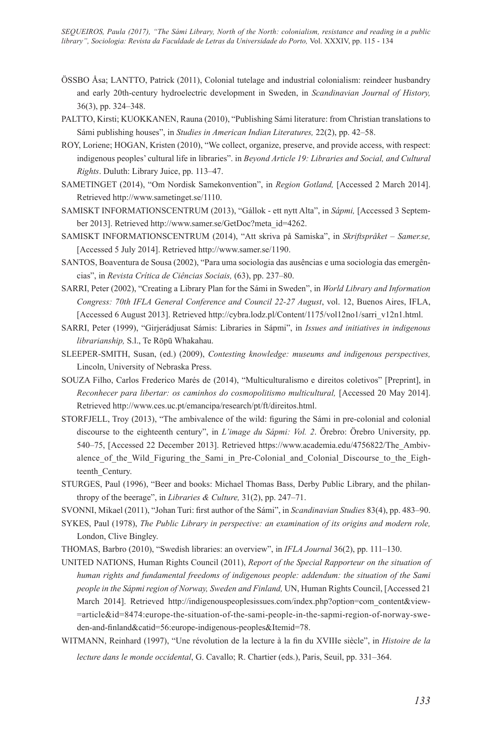ÖSSBO Åsa; LANTTO, Patrick (2011), Colonial tutelage and industrial colonialism: reindeer husbandry and early 20th-century hydroelectric development in Sweden, in *Scandinavian Journal of History,* 36(3), pp. 324–348.

PALTTO, Kirsti; KUOKKANEN, Rauna (2010), "Publishing Sámi literature: from Christian translations to Sámi publishing houses", in *Studies in American Indian Literatures,* 22(2), pp. 42–58.

ROY, Loriene; HOGAN, Kristen (2010), "We collect, organize, preserve, and provide access, with respect: indigenous peoples' cultural life in libraries". in *Beyond Article 19: Libraries and Social, and Cultural Rights*. Duluth: Library Juice, pp. 113–47.

SAMETINGET (2014), "Om Nordisk Samekonvention", in *Region Gotland,* [Accessed 2 March 2014]. Retrieved http://www.sametinget.se/1110.

SAMISKT INFORMATIONSCENTRUM (2013), "Gállok - ett nytt Alta", in *Sápmi,* [Accessed 3 September 2013]. Retrieved http://www.samer.se/GetDoc?meta_id=4262.

SAMISKT INFORMATIONSCENTRUM (2014), "Att skriva på Samiska", in *Skriftspråket – Samer.se,* [Accessed 5 July 2014]. Retrieved http://www.samer.se/1190.

SANTOS, Boaventura de Sousa (2002), "Para uma sociologia das ausências e uma sociologia das emergências", in *Revista Crítica de Ciências Sociais,* (63), pp. 237–80.

SARRI, Peter (2002), "Creating a Library Plan for the Sámi in Sweden", in *World Library and Information Congress: 70th IFLA General Conference and Council 22-27 August*, vol. 12, Buenos Aires, IFLA, [Accessed 6 August 2013]. Retrieved http://cybra.lodz.pl/Content/1175/vol12no1/sarri_v12n1.html.

SARRI, Peter (1999), "Girjerádjusat Sámis: Libraries in Sápmi", in *Issues and initiatives in indigenous librarianship,* S.l., Te Rōpū Whakahau.

SLEEPER-SMITH, Susan, (ed.) (2009), *Contesting knowledge: museums and indigenous perspectives,* Lincoln, University of Nebraska Press.

SOUZA Filho, Carlos Frederico Marés de (2014), "Multiculturalismo e direitos coletivos" [Preprint], in *Reconhecer para libertar: os caminhos do cosmopolitismo multicultural,* [Accessed 20 May 2014]. Retrieved http://www.ces.uc.pt/emancipa/research/pt/ft/direitos.html.

STORFJELL, Troy (2013), "The ambivalence of the wild: figuring the Sámi in pre-colonial and colonial discourse to the eighteenth century", in *L'image du Sápmi: Vol. 2*. Örebro: Örebro University, pp. 540–75, [Accessed 22 December 2013]. Retrieved https://www.academia.edu/4756822/The_Ambivalence_of_the_Wild_Figuring_the_Sami_in_Pre-Colonial_and_Colonial_Discourse_to_the_Eighteenth_Century.

STURGES, Paul (1996), "Beer and books: Michael Thomas Bass, Derby Public Library, and the philanthropy of the beerage", in *Libraries & Culture,* 31(2), pp. 247–71.

SVONNI, Mikael (2011), "Johan Turi: first author of the Sámi", in *Scandinavian Studies* 83(4), pp. 483–90.

SYKES, Paul (1978), *The Public Library in perspective: an examination of its origins and modern role,* London, Clive Bingley.

THOMAS, Barbro (2010), "Swedish libraries: an overview", in *IFLA Journal* 36(2), pp. 111–130.

UNITED NATIONS, Human Rights Council (2011), *Report of the Special Rapporteur on the situation of human rights and fundamental freedoms of indigenous people: addendum: the situation of the Sami people in the Sápmi region of Norway, Sweden and Finland,* UN, Human Rights Council, [Accessed 21 March 2014]. Retrieved http://indigenouspeoplesissues.com/index.php?option=com_content&view=article&id=8474:europe-the-situation-of-the-sami-people-in-the-sapmi-region-of-norway-sweden-and-finland&catid=56:europe-indigenous-peoples&Itemid=78.

WITMANN, Reinhard (1997), "Une révolution de la lecture à la fin du XVIIIe siècle", in *Histoire de la lecture dans le monde occidental*, G. Cavallo; R. Chartier (eds.), Paris, Seuil, pp. 331–364.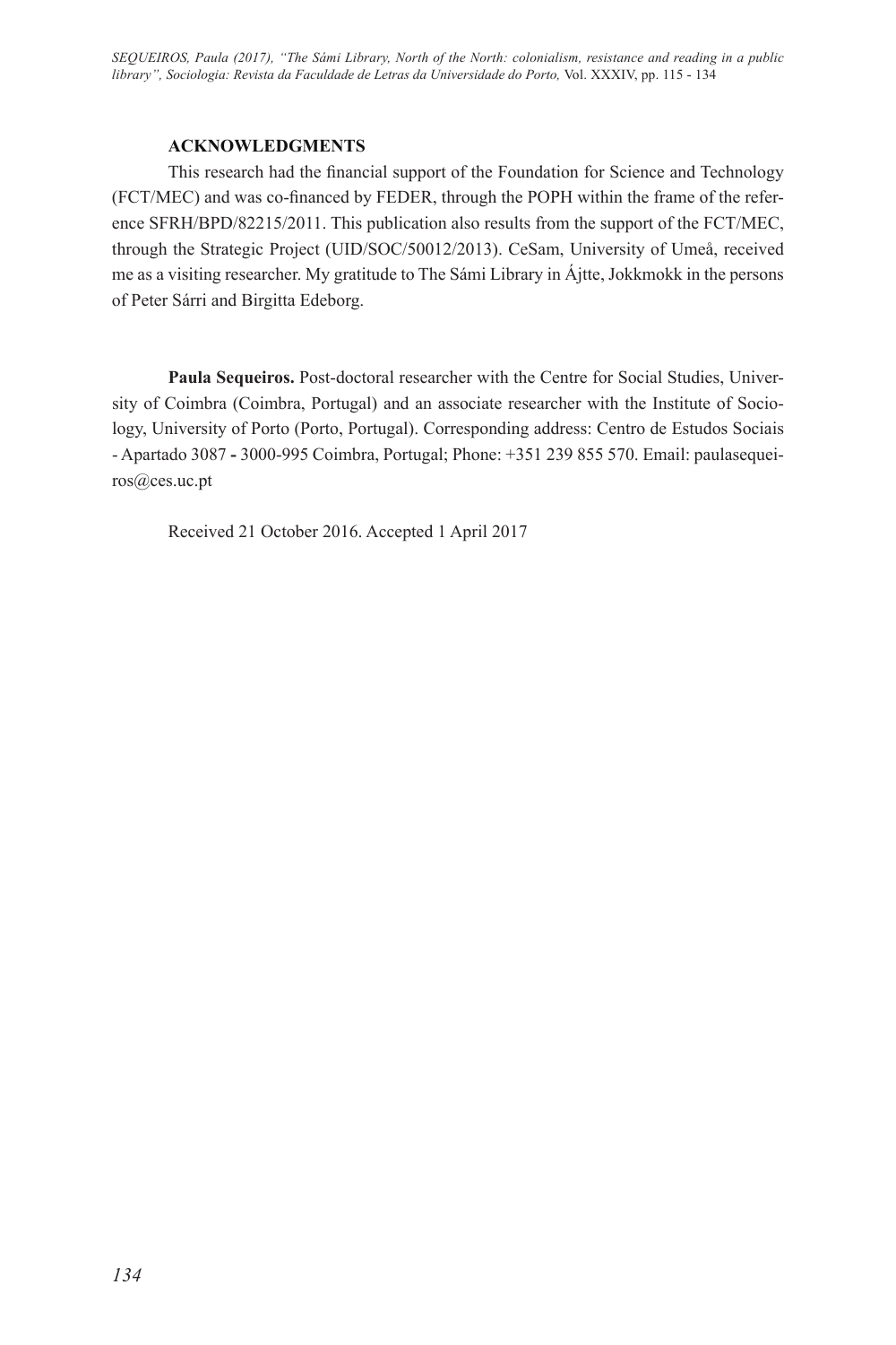## ACKNOWLEDGMENTS

This research had the financial support of the Foundation for Science and Technology (FCT/MEC) and was co-financed by FEDER, through the POPH within the frame of the reference SFRH/BPD/82215/2011. This publication also results from the support of the FCT/MEC, through the Strategic Project (UID/SOC/50012/2013). CeSam, University of Umeå, received me as a visiting researcher. My gratitude to The Sámi Library in Ájtte, Jokkmokk in the persons of Peter Sárri and Birgitta Edeborg.

**Paula Sequeiros.** Post-doctoral researcher with the Centre for Social Studies, University of Coimbra (Coimbra, Portugal) and an associate researcher with the Institute of Sociology, University of Porto (Porto, Portugal). Corresponding address: Centro de Estudos Sociais - Apartado 3087 **-** 3000-995 Coimbra, Portugal; Phone: +351 239 855 570. Email: paulasequeiros@ces.uc.pt

Received 21 October 2016. Accepted 1 April 2017